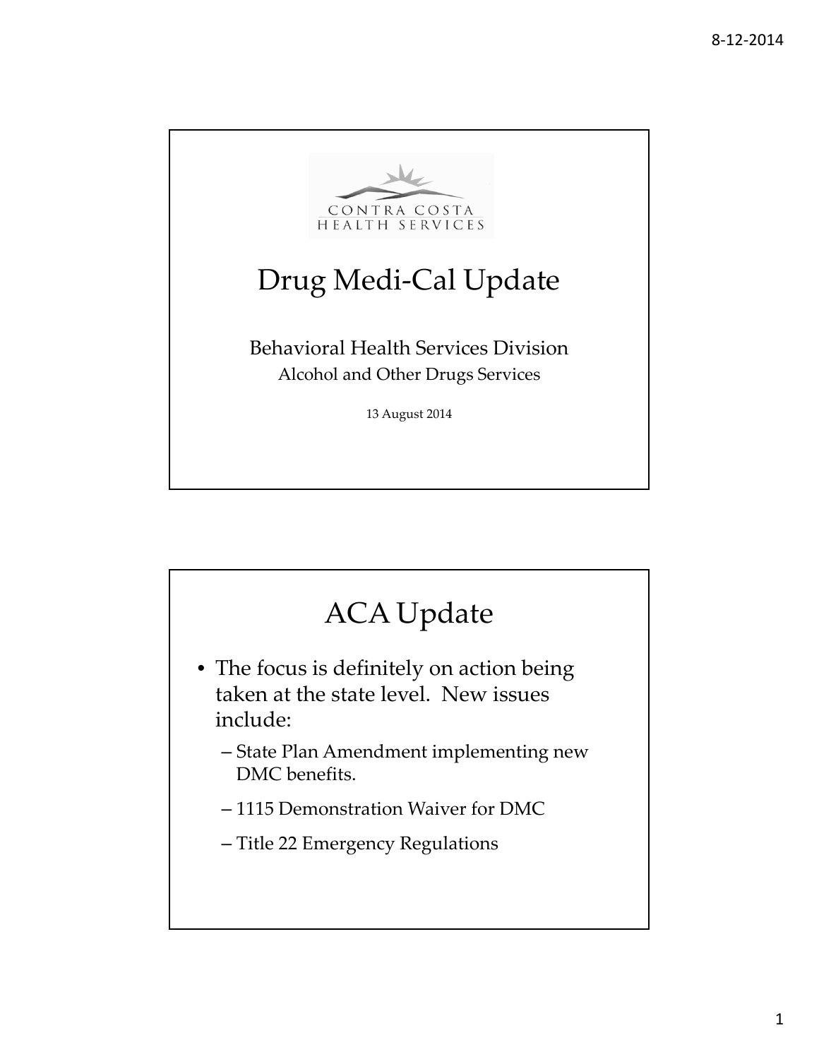CONTRA COSTA HEALTH SERVICES

# Drug Medi-Cal Update

Behavioral Health Services Division

Alcohol and Other Drugs Services

13 August 2014

# ACA Update

- The focus is definitely on action being taken at the state level. New issues include:
  - State Plan Amendment implementing new DMC benefits.
  - 1115 Demonstration Waiver for DMC
  - Title 22 Emergency Regulations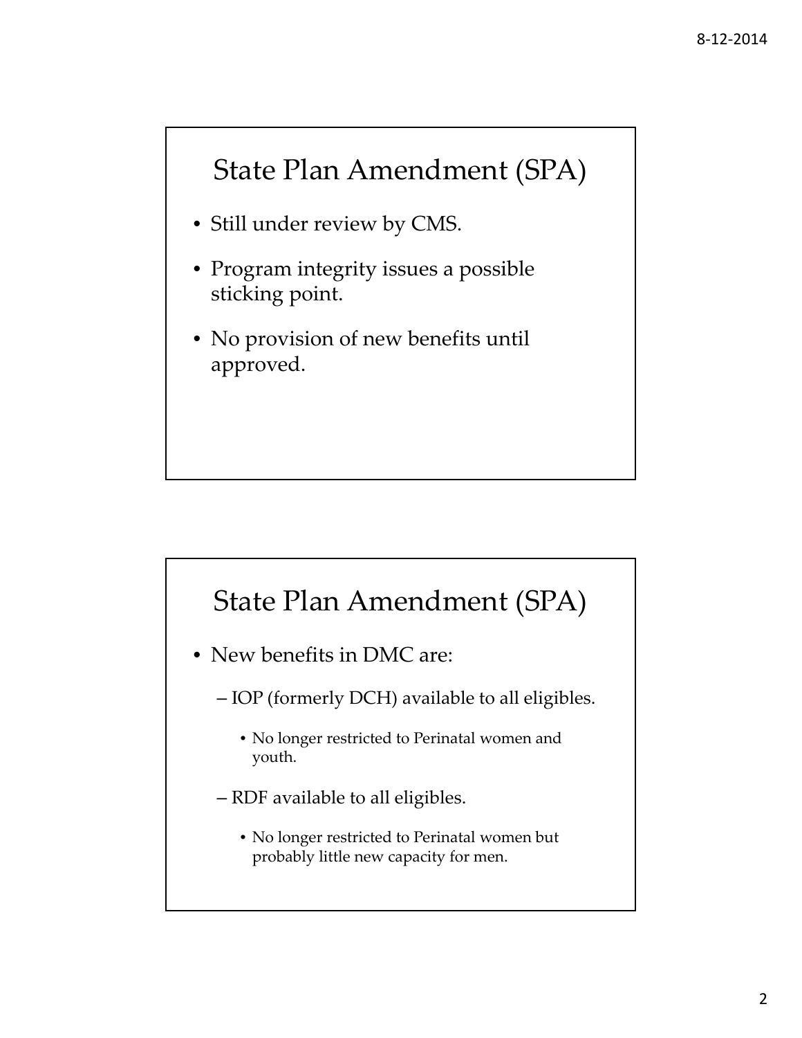## State Plan Amendment (SPA)

- Still under review by CMS.
- Program integrity issues a possible sticking point.
- No provision of new benefits until approved.

## State Plan Amendment (SPA)

- New benefits in DMC are:
  - IOP (formerly DCH) available to all eligibles.
    - No longer restricted to Perinatal women and youth.
  - RDF available to all eligibles.
    - No longer restricted to Perinatal women but probably little new capacity for men.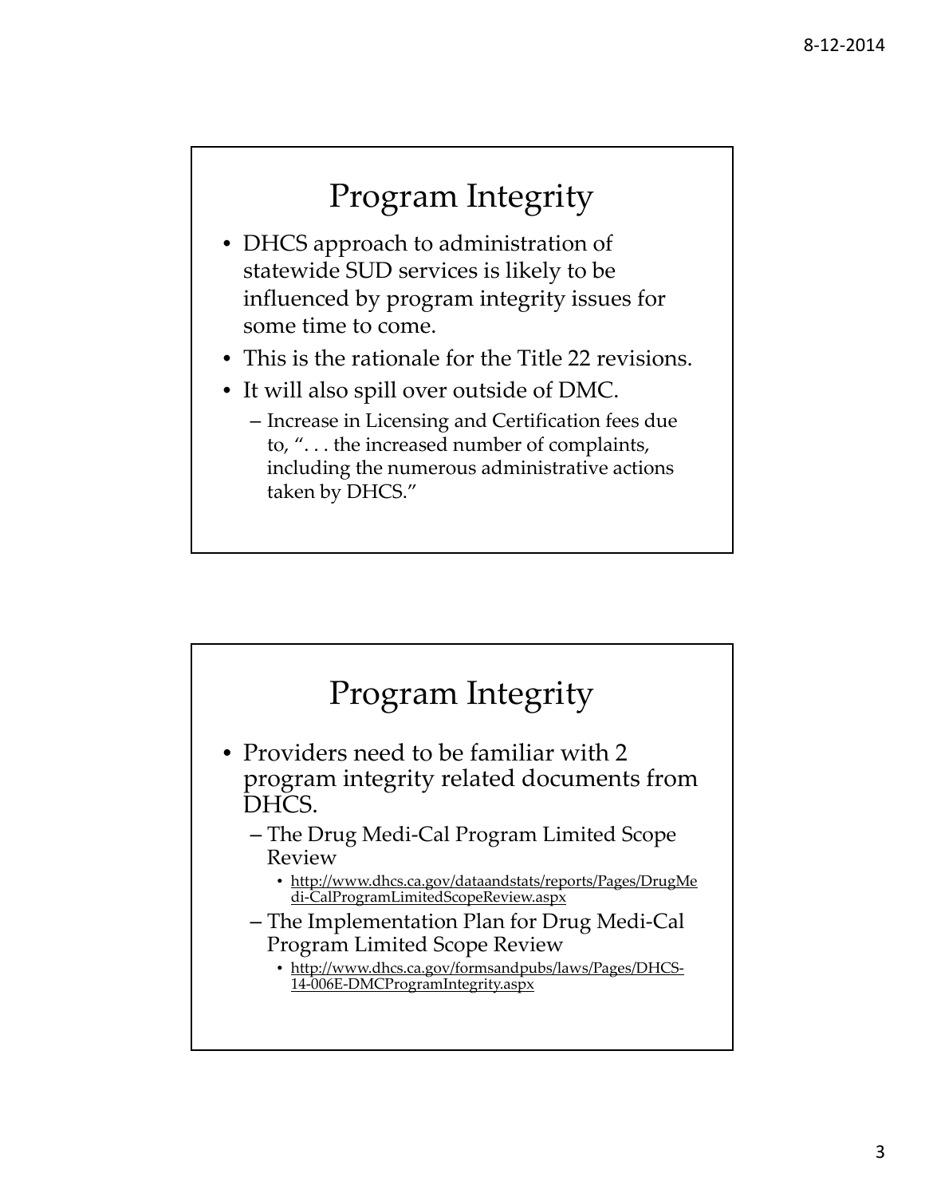## Program Integrity

- DHCS approach to administration of statewide SUD services is likely to be influenced by program integrity issues for some time to come.
- This is the rationale for the Title 22 revisions.
- It will also spill over outside of DMC.
  - Increase in Licensing and Certification fees due to, ". . . the increased number of complaints, including the numerous administrative actions taken by DHCS."

## Program Integrity

- Providers need to be familiar with 2 program integrity related documents from DHCS.
  - The Drug Medi-Cal Program Limited Scope Review
    - http://www.dhcs.ca.gov/dataandstats/reports/Pages/DrugMedi-CalProgramLimitedScopeReview.aspx
  - The Implementation Plan for Drug Medi-Cal Program Limited Scope Review
    - http://www.dhcs.ca.gov/formsandpubs/laws/Pages/DHCS-14-006E-DMCProgramIntegrity.aspx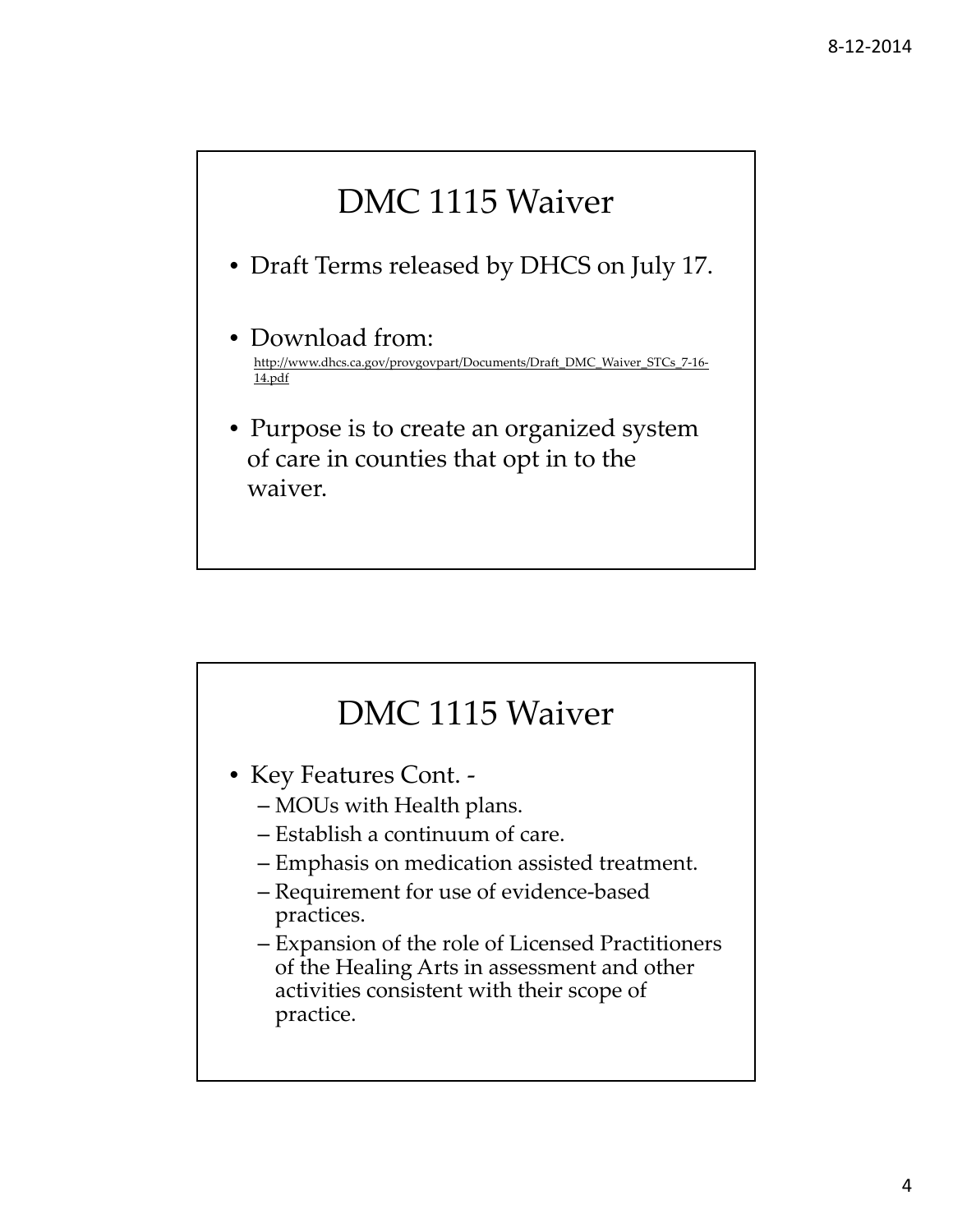## DMC 1115 Waiver

- Draft Terms released by DHCS on July 17.
- Download from:
  http://www.dhcs.ca.gov/provgovpart/Documents/Draft_DMC_Waiver_STCs_7-16-14.pdf
- Purpose is to create an organized system of care in counties that opt in to the waiver.

## DMC 1115 Waiver

- Key Features Cont. -
  - MOUs with Health plans.
  - Establish a continuum of care.
  - Emphasis on medication assisted treatment.
  - Requirement for use of evidence-based practices.
  - Expansion of the role of Licensed Practitioners of the Healing Arts in assessment and other activities consistent with their scope of practice.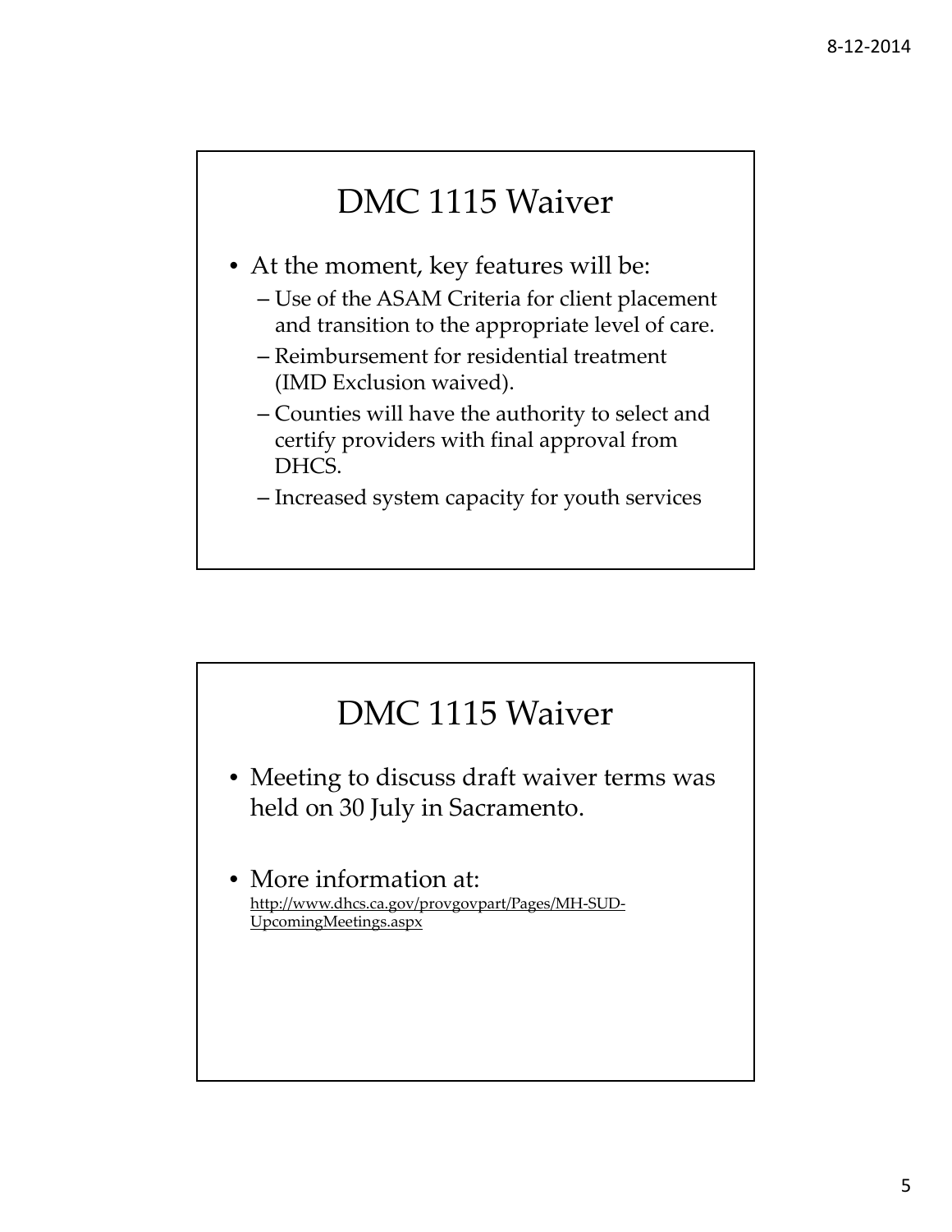## DMC 1115 Waiver

- At the moment, key features will be:
  - Use of the ASAM Criteria for client placement and transition to the appropriate level of care.
  - Reimbursement for residential treatment (IMD Exclusion waived).
  - Counties will have the authority to select and certify providers with final approval from DHCS.
  - Increased system capacity for youth services

## DMC 1115 Waiver

- Meeting to discuss draft waiver terms was held on 30 July in Sacramento.
- More information at: http://www.dhcs.ca.gov/provgovpart/Pages/MH-SUD-UpcomingMeetings.aspx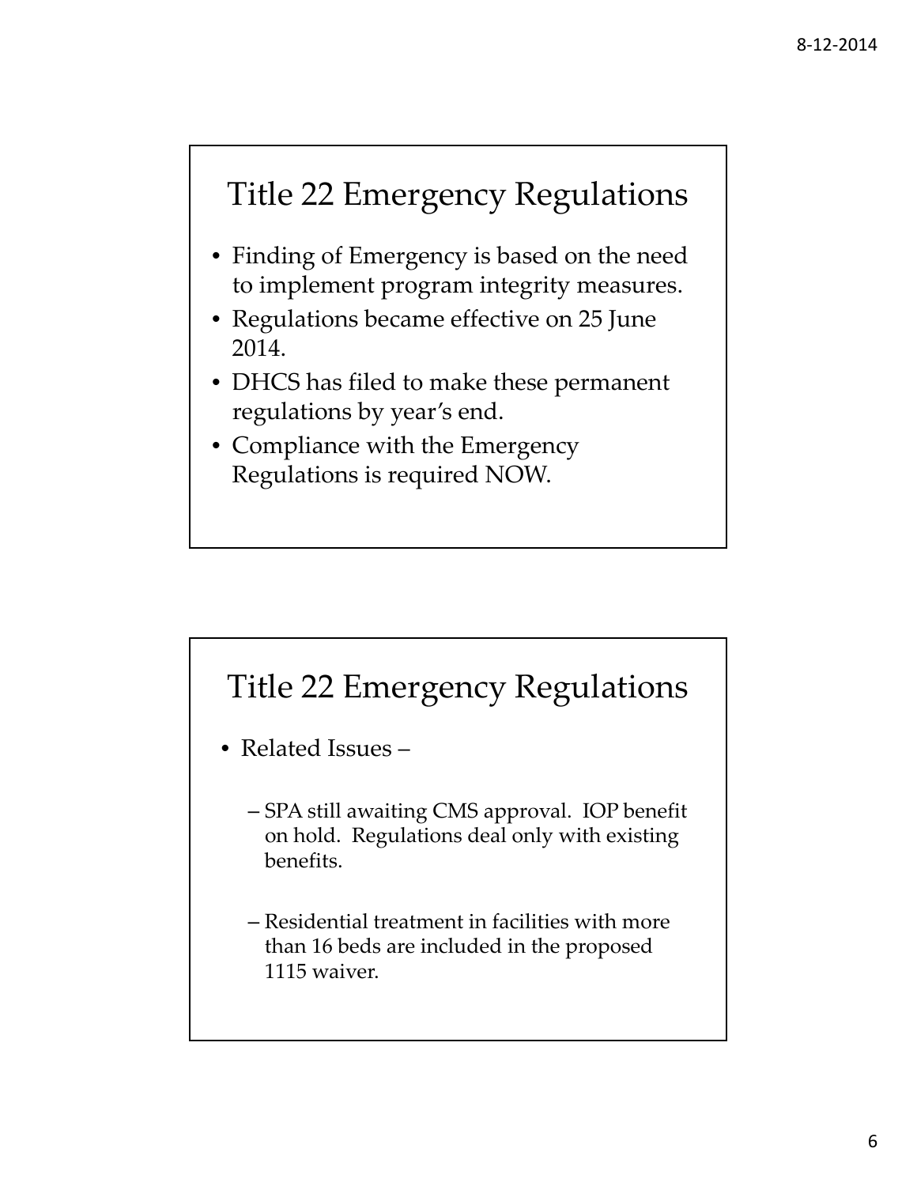## Title 22 Emergency Regulations

- Finding of Emergency is based on the need to implement program integrity measures.
- Regulations became effective on 25 June 2014.
- DHCS has filed to make these permanent regulations by year's end.
- Compliance with the Emergency Regulations is required NOW.

## Title 22 Emergency Regulations

- Related Issues –
  - SPA still awaiting CMS approval. IOP benefit on hold. Regulations deal only with existing benefits.
  - Residential treatment in facilities with more than 16 beds are included in the proposed 1115 waiver.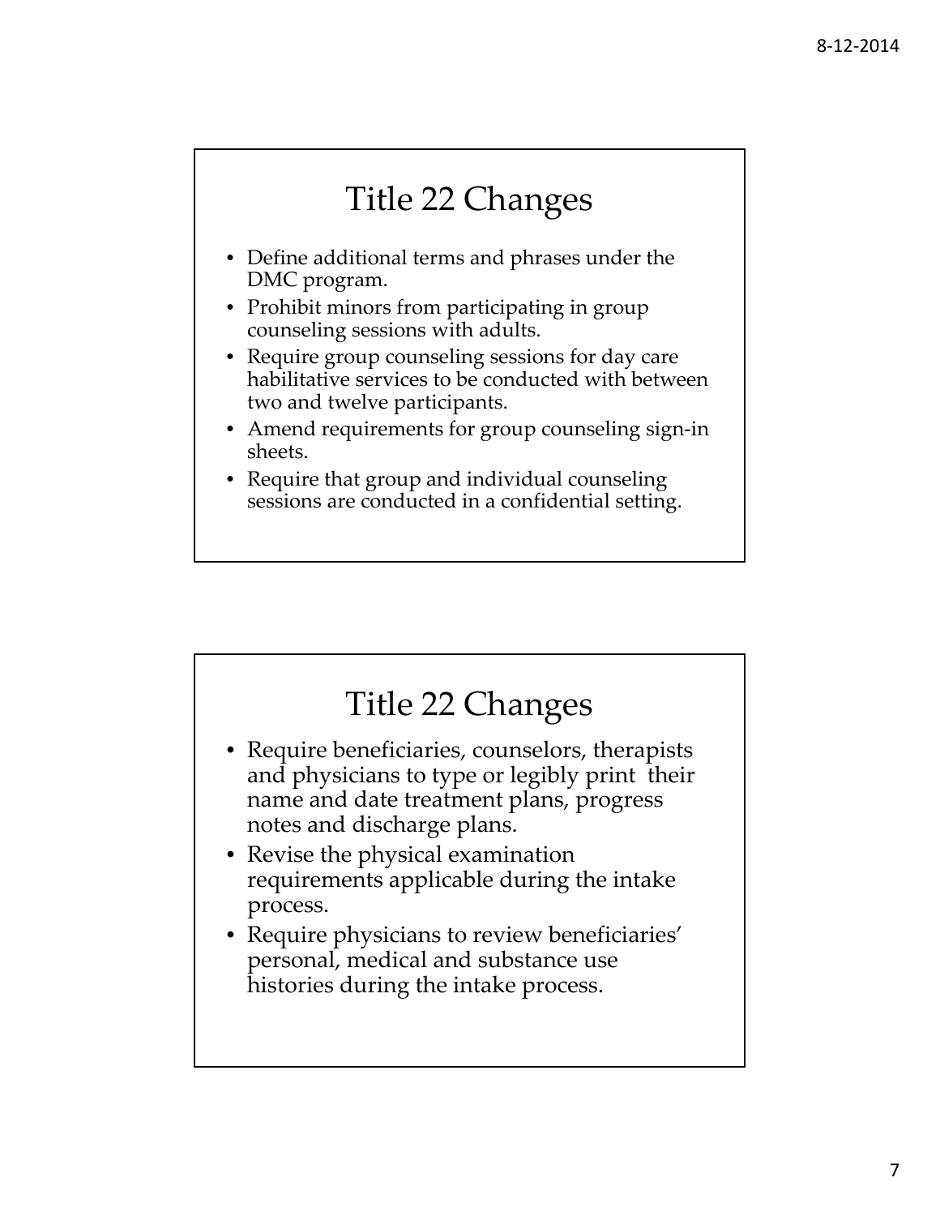## Title 22 Changes

- Define additional terms and phrases under the DMC program.
- Prohibit minors from participating in group counseling sessions with adults.
- Require group counseling sessions for day care habilitative services to be conducted with between two and twelve participants.
- Amend requirements for group counseling sign-in sheets.
- Require that group and individual counseling sessions are conducted in a confidential setting.

## Title 22 Changes

- Require beneficiaries, counselors, therapists and physicians to type or legibly print their name and date treatment plans, progress notes and discharge plans.
- Revise the physical examination requirements applicable during the intake process.
- Require physicians to review beneficiaries' personal, medical and substance use histories during the intake process.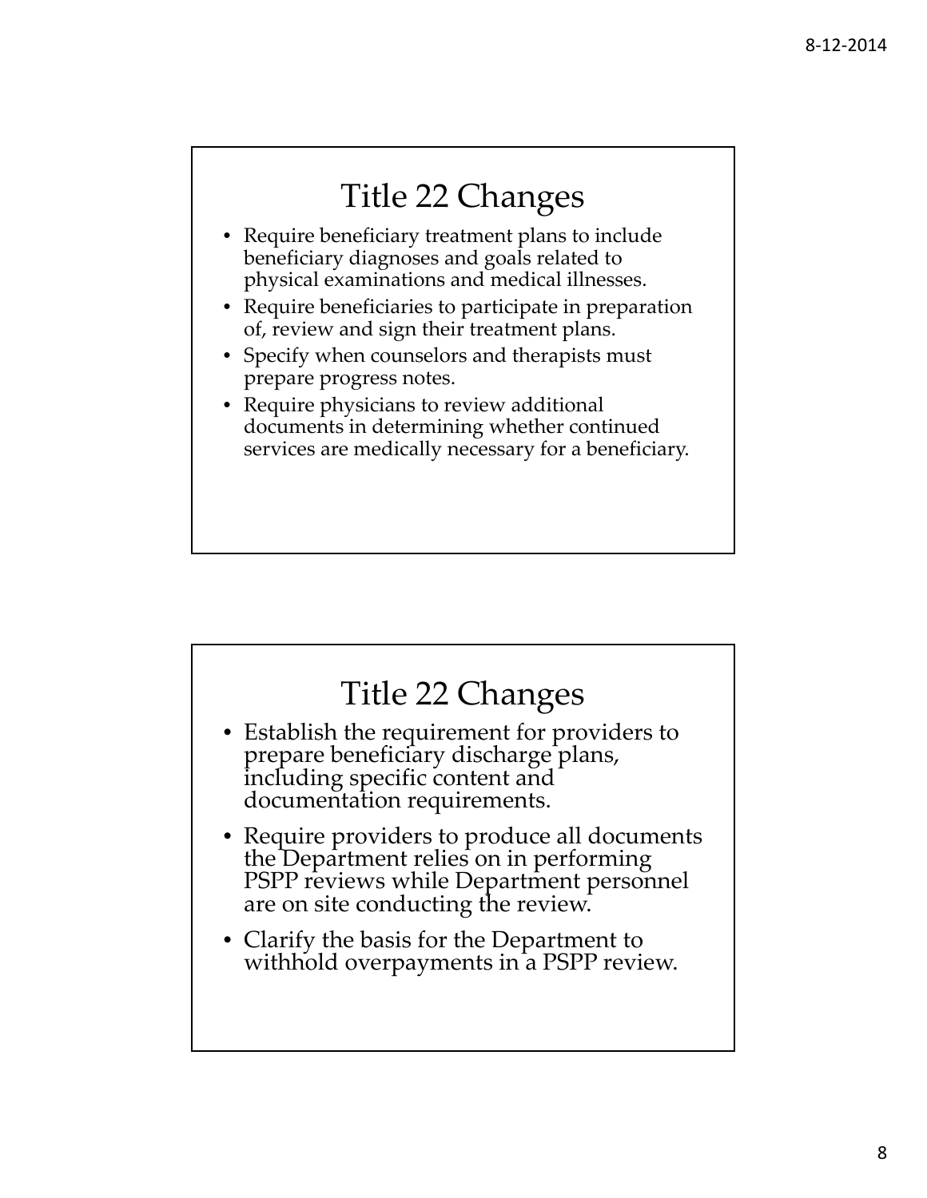## Title 22 Changes

- Require beneficiary treatment plans to include beneficiary diagnoses and goals related to physical examinations and medical illnesses.
- Require beneficiaries to participate in preparation of, review and sign their treatment plans.
- Specify when counselors and therapists must prepare progress notes.
- Require physicians to review additional documents in determining whether continued services are medically necessary for a beneficiary.

## Title 22 Changes

- Establish the requirement for providers to prepare beneficiary discharge plans, including specific content and documentation requirements.
- Require providers to produce all documents the Department relies on in performing PSPP reviews while Department personnel are on site conducting the review.
- Clarify the basis for the Department to withhold overpayments in a PSPP review.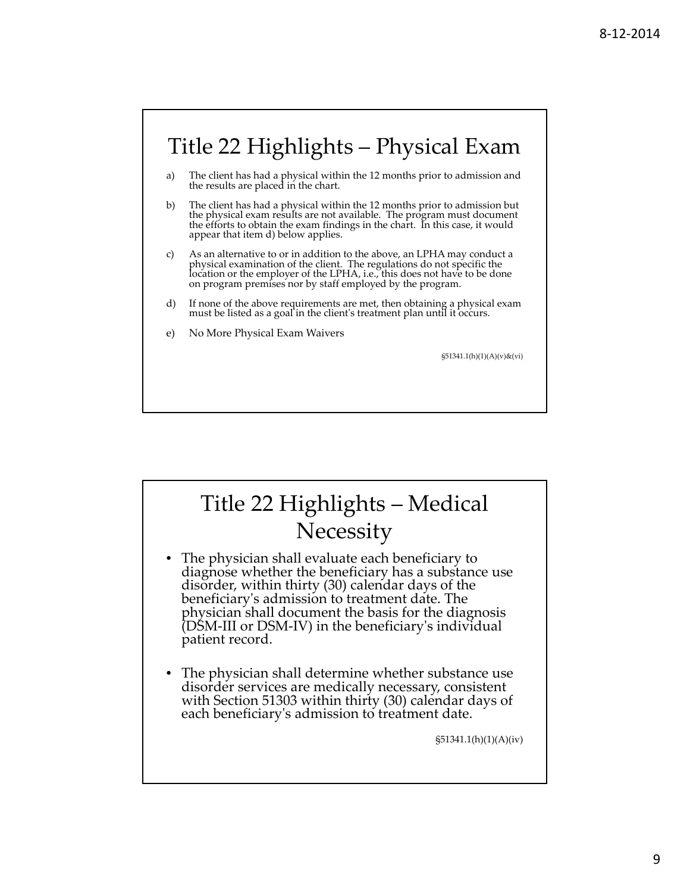## Title 22 Highlights – Physical Exam

a) The client has had a physical within the 12 months prior to admission and the results are placed in the chart.

b) The client has had a physical within the 12 months prior to admission but the physical exam results are not available. The program must document the efforts to obtain the exam findings in the chart. In this case, it would appear that item d) below applies.

c) As an alternative to or in addition to the above, an LPHA may conduct a physical examination of the client. The regulations do not specific the location or the employer of the LPHA, i.e., this does not have to be done on program premises nor by staff employed by the program.

d) If none of the above requirements are met, then obtaining a physical exam must be listed as a goal in the client's treatment plan until it occurs.

e) No More Physical Exam Waivers

§51341.1(h)(1)(A)(v)&(vi)

## Title 22 Highlights – Medical Necessity

- The physician shall evaluate each beneficiary to diagnose whether the beneficiary has a substance use disorder, within thirty (30) calendar days of the beneficiary's admission to treatment date. The physician shall document the basis for the diagnosis (DSM-III or DSM-IV) in the beneficiary's individual patient record.
- The physician shall determine whether substance use disorder services are medically necessary, consistent with Section 51303 within thirty (30) calendar days of each beneficiary's admission to treatment date.

§51341.1(h)(1)(A)(iv)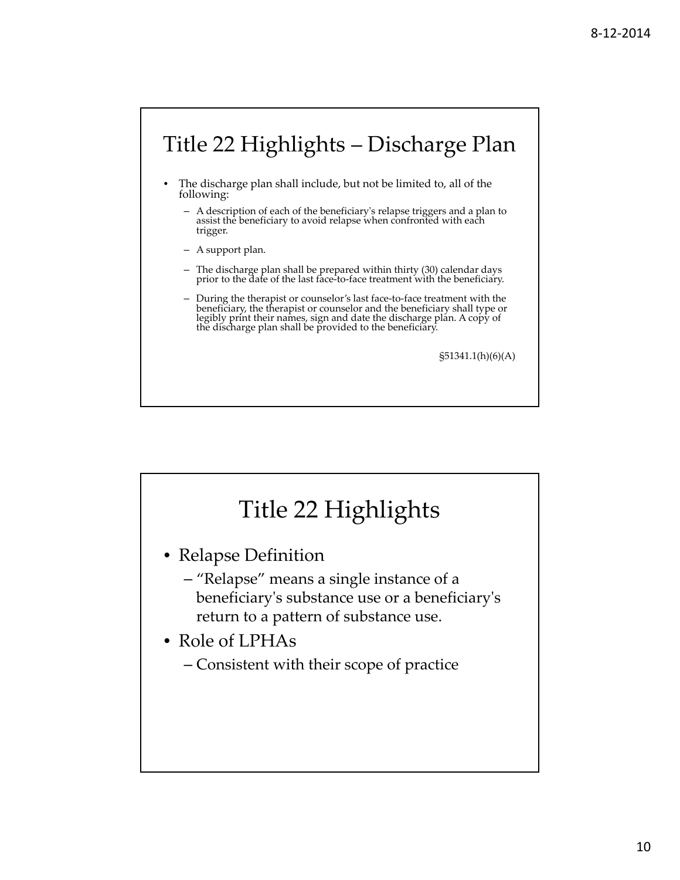## Title 22 Highlights – Discharge Plan

- The discharge plan shall include, but not be limited to, all of the following:
  - A description of each of the beneficiary's relapse triggers and a plan to assist the beneficiary to avoid relapse when confronted with each trigger.
  - A support plan.
  - The discharge plan shall be prepared within thirty (30) calendar days prior to the date of the last face-to-face treatment with the beneficiary.
  - During the therapist or counselor's last face-to-face treatment with the beneficiary, the therapist or counselor and the beneficiary shall type or legibly print their names, sign and date the discharge plan. A copy of the discharge plan shall be provided to the beneficiary.

§51341.1(h)(6)(A)

## Title 22 Highlights

- Relapse Definition
  - "Relapse" means a single instance of a beneficiary's substance use or a beneficiary's return to a pattern of substance use.
- Role of LPHAs
  - Consistent with their scope of practice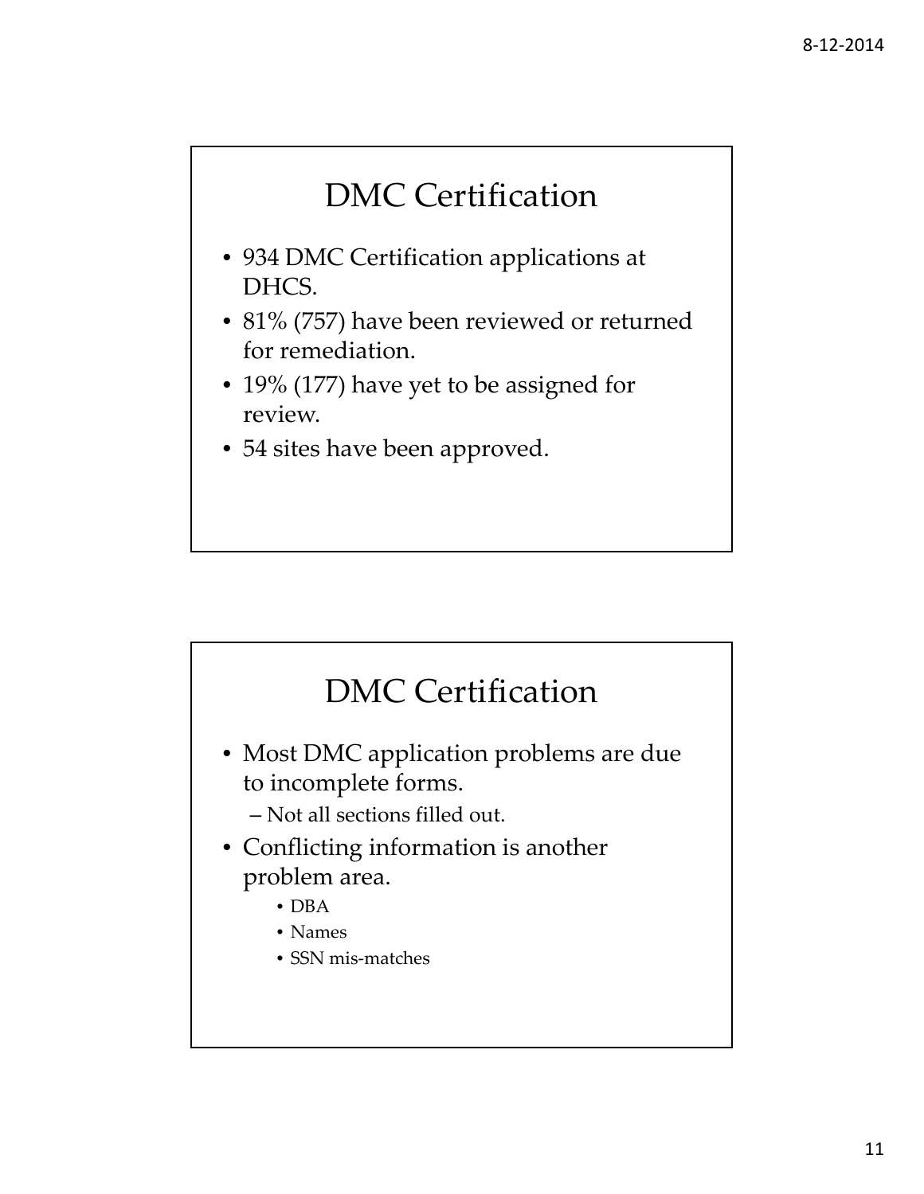## DMC Certification

- 934 DMC Certification applications at DHCS.
- 81% (757) have been reviewed or returned for remediation.
- 19% (177) have yet to be assigned for review.
- 54 sites have been approved.

## DMC Certification

- Most DMC application problems are due to incomplete forms.
  - Not all sections filled out.
- Conflicting information is another problem area.
  - DBA
  - Names
  - SSN mis-matches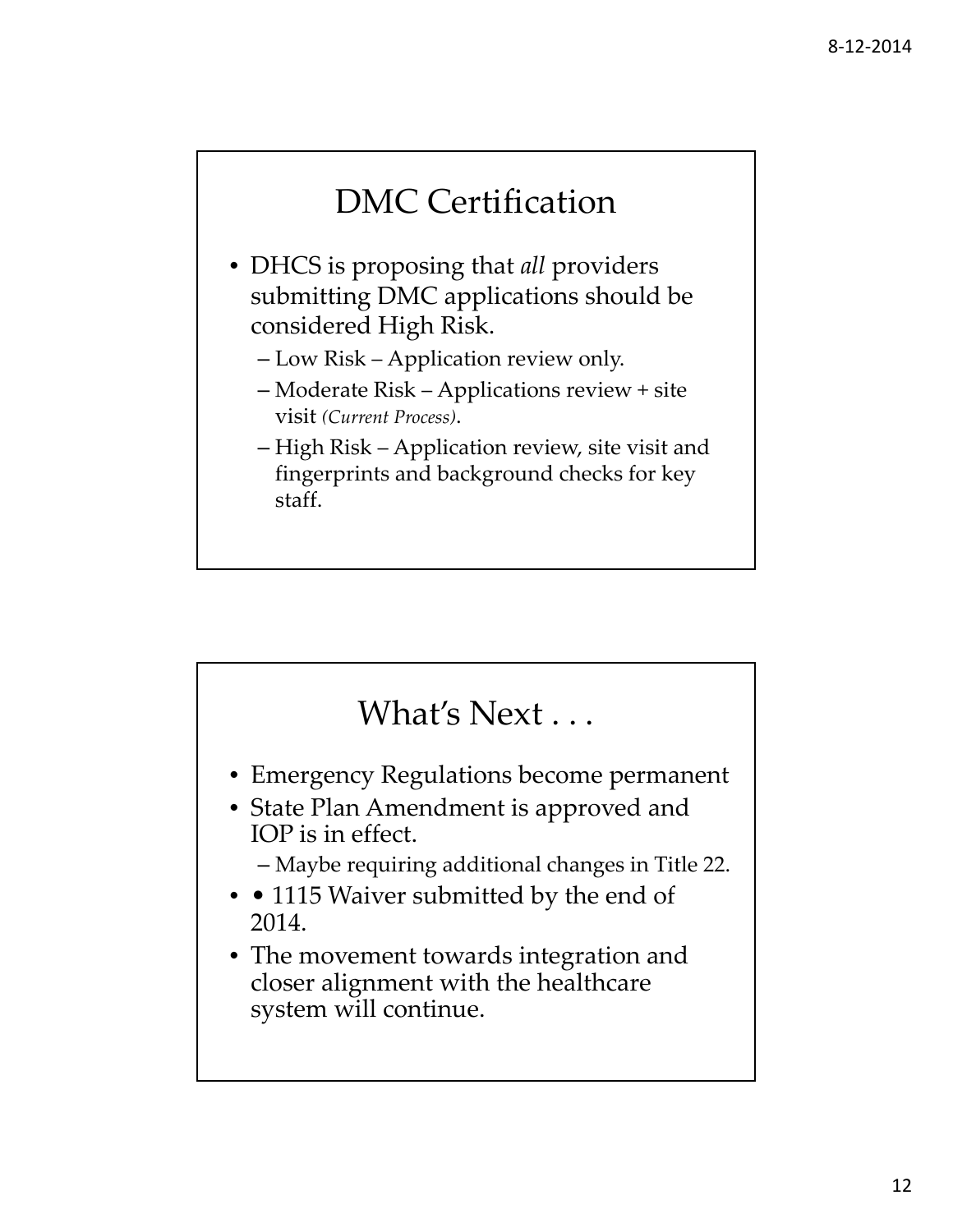## DMC Certification

- DHCS is proposing that *all* providers submitting DMC applications should be considered High Risk.
  - Low Risk – Application review only.
  - Moderate Risk – Applications review + site visit *(Current Process)*.
  - High Risk – Application review, site visit and fingerprints and background checks for key staff.

## What's Next . . .

- Emergency Regulations become permanent
- State Plan Amendment is approved and IOP is in effect.
  - Maybe requiring additional changes in Title 22.
- • 1115 Waiver submitted by the end of 2014.
- The movement towards integration and closer alignment with the healthcare system will continue.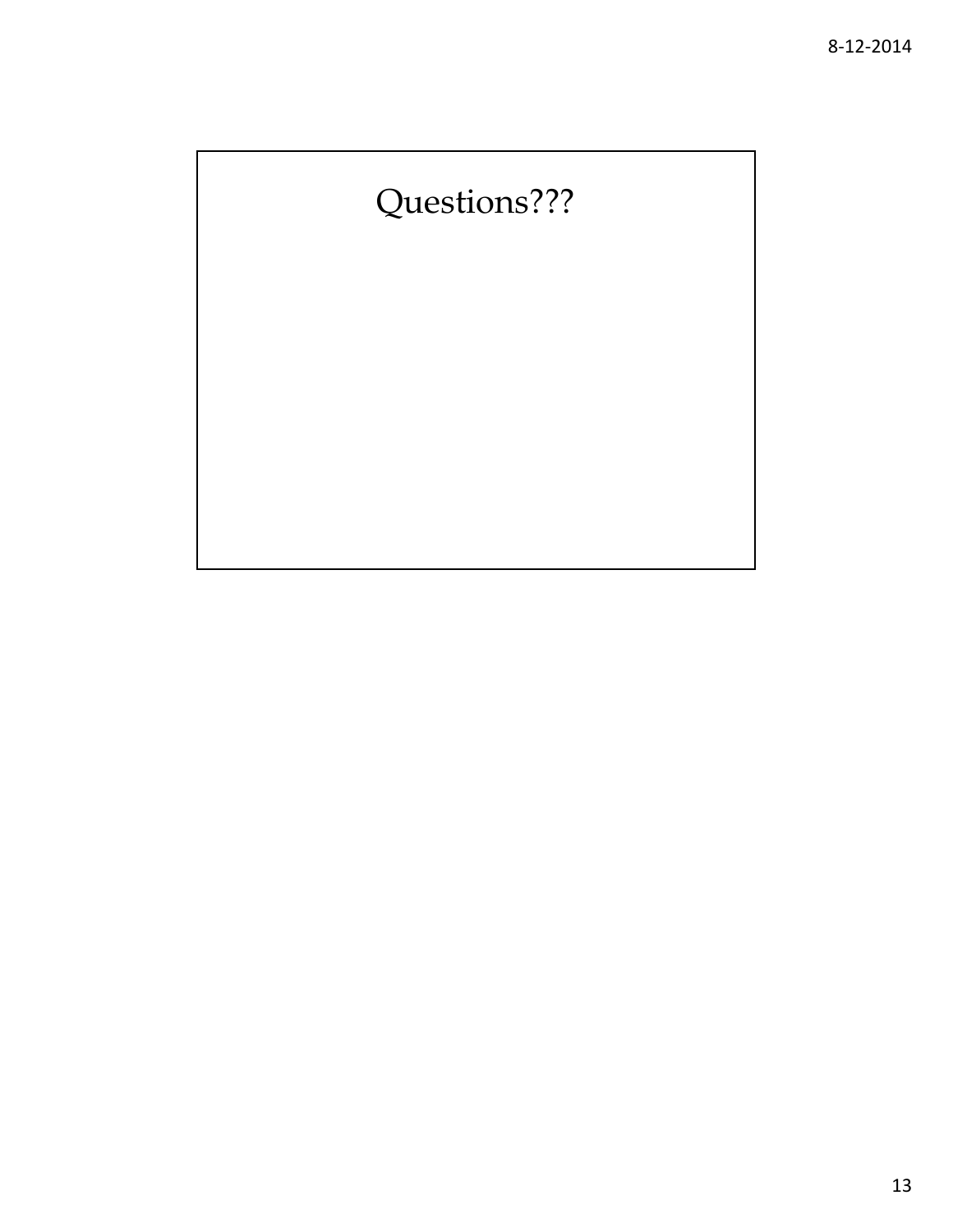# Questions???